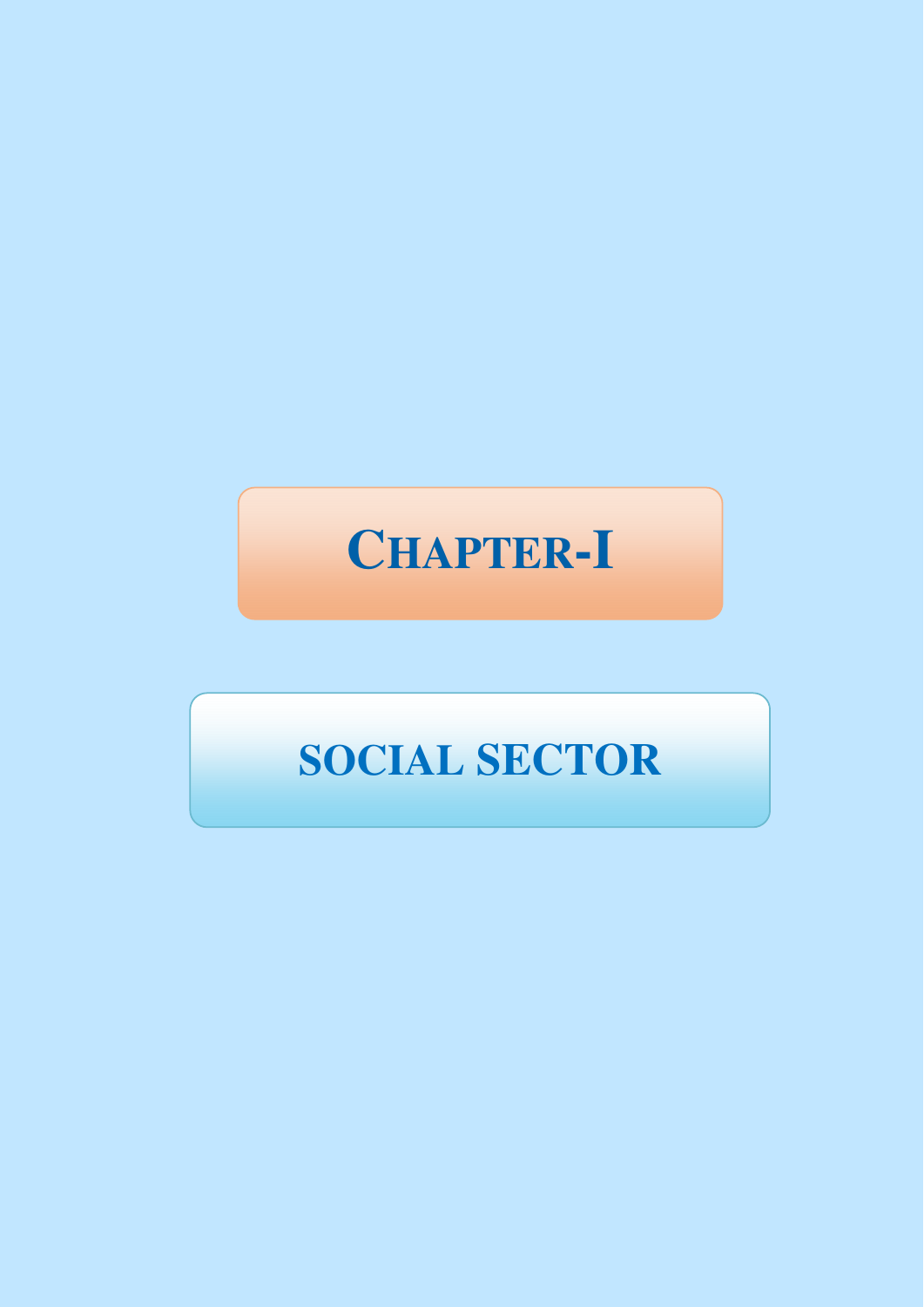# CHAPTER-I

## SOCIAL SECTOR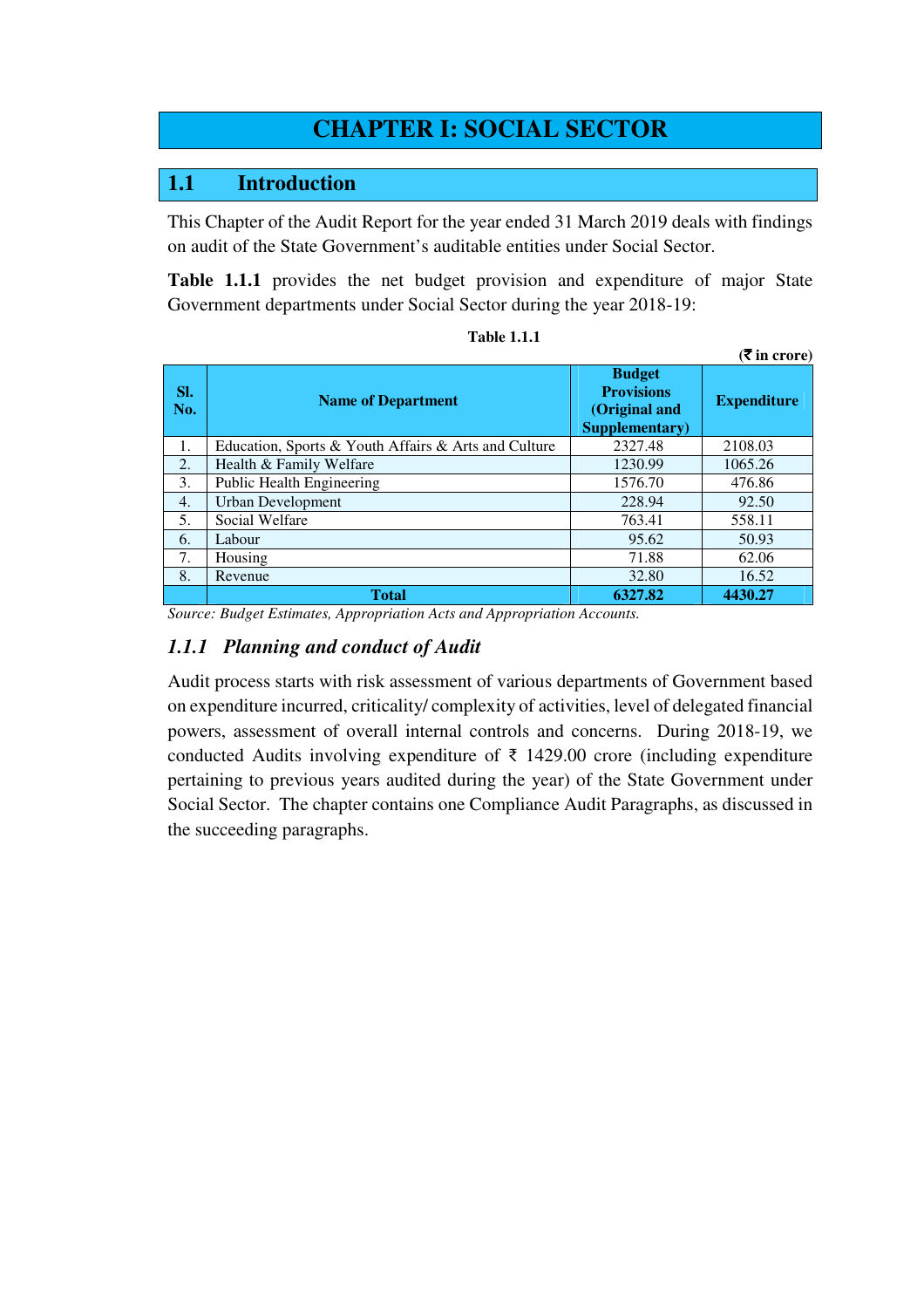# CHAPTER I: SOCIAL SECTOR

## 1.1 Introduction

This Chapter of the Audit Report for the year ended 31 March 2019 deals with findings on audit of the State Government's auditable entities under Social Sector.

**Table 1.1.1** provides the net budget provision and expenditure of major State Government departments under Social Sector during the year 2018-19:

**Table 1.1.1**

**(₹ in crore)**

| Sl. No. | Name of Department | Budget Provisions (Original and Supplementary) | Expenditure |
|---|---|---|---|
| 1. | Education, Sports & Youth Affairs & Arts and Culture | 2327.48 | 2108.03 |
| 2. | Health & Family Welfare | 1230.99 | 1065.26 |
| 3. | Public Health Engineering | 1576.70 | 476.86 |
| 4. | Urban Development | 228.94 | 92.50 |
| 5. | Social Welfare | 763.41 | 558.11 |
| 6. | Labour | 95.62 | 50.93 |
| 7. | Housing | 71.88 | 62.06 |
| 8. | Revenue | 32.80 | 16.52 |
| | **Total** | **6327.82** | **4430.27** |

*Source: Budget Estimates, Appropriation Acts and Appropriation Accounts.*

### *1.1.1 Planning and conduct of Audit*

Audit process starts with risk assessment of various departments of Government based on expenditure incurred, criticality/ complexity of activities, level of delegated financial powers, assessment of overall internal controls and concerns. During 2018-19, we conducted Audits involving expenditure of ₹ 1429.00 crore (including expenditure pertaining to previous years audited during the year) of the State Government under Social Sector. The chapter contains one Compliance Audit Paragraphs, as discussed in the succeeding paragraphs.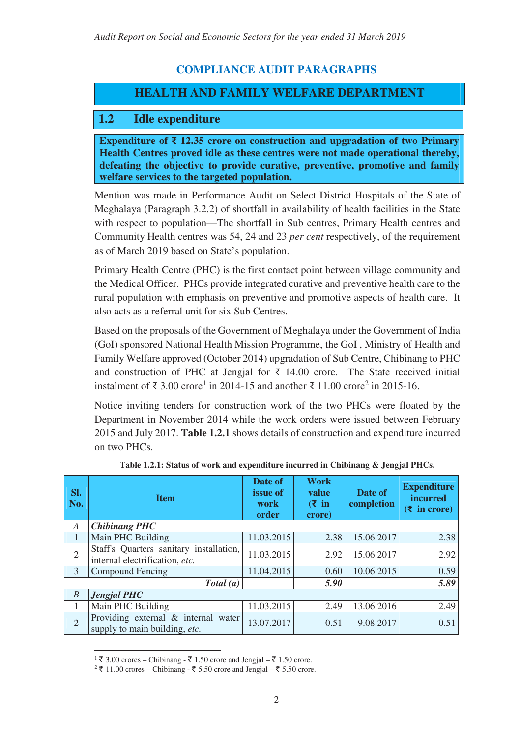## COMPLIANCE AUDIT PARAGRAPHS

## HEALTH AND FAMILY WELFARE DEPARTMENT

### 1.2 Idle expenditure

**Expenditure of ₹ 12.35 crore on construction and upgradation of two Primary Health Centres proved idle as these centres were not made operational thereby, defeating the objective to provide curative, preventive, promotive and family welfare services to the targeted population.**

Mention was made in Performance Audit on Select District Hospitals of the State of Meghalaya (Paragraph 3.2.2) of shortfall in availability of health facilities in the State with respect to population—The shortfall in Sub centres, Primary Health centres and Community Health centres was 54, 24 and 23 *per cent* respectively, of the requirement as of March 2019 based on State's population.

Primary Health Centre (PHC) is the first contact point between village community and the Medical Officer. PHCs provide integrated curative and preventive health care to the rural population with emphasis on preventive and promotive aspects of health care. It also acts as a referral unit for six Sub Centres.

Based on the proposals of the Government of Meghalaya under the Government of India (GoI) sponsored National Health Mission Programme, the GoI , Ministry of Health and Family Welfare approved (October 2014) upgradation of Sub Centre, Chibinang to PHC and construction of PHC at Jengjal for ₹ 14.00 crore. The State received initial instalment of ₹ 3.00 crore[1] in 2014-15 and another ₹ 11.00 crore[2] in 2015-16.

Notice inviting tenders for construction work of the two PHCs were floated by the Department in November 2014 while the work orders were issued between February 2015 and July 2017. **Table 1.2.1** shows details of construction and expenditure incurred on two PHCs.

**Table 1.2.1: Status of work and expenditure incurred in Chibinang & Jengjal PHCs.**

| Sl. No. | Item | Date of issue of work order | Work value (₹ in crore) | Date of completion | Expenditure incurred (₹ in crore) |
|---|---|---|---|---|---|
| *A* | ***Chibinang PHC*** | | | | |
| 1 | Main PHC Building | 11.03.2015 | 2.38 | 15.06.2017 | 2.38 |
| 2 | Staff's Quarters sanitary installation, internal electrification, *etc.* | 11.03.2015 | 2.92 | 15.06.2017 | 2.92 |
| 3 | Compound Fencing | 11.04.2015 | 0.60 | 10.06.2015 | 0.59 |
| | ***Total (a)*** | | ***5.90*** | | ***5.89*** |
| *B* | ***Jengjal PHC*** | | | | |
| 1 | Main PHC Building | 11.03.2015 | 2.49 | 13.06.2016 | 2.49 |
| 2 | Providing external & internal water supply to main building, *etc.* | 13.07.2017 | 0.51 | 9.08.2017 | 0.51 |

[1] ₹ 3.00 crores – Chibinang - ₹ 1.50 crore and Jengjal – ₹ 1.50 crore.

[2] ₹ 11.00 crores – Chibinang - ₹ 5.50 crore and Jengjal – ₹ 5.50 crore.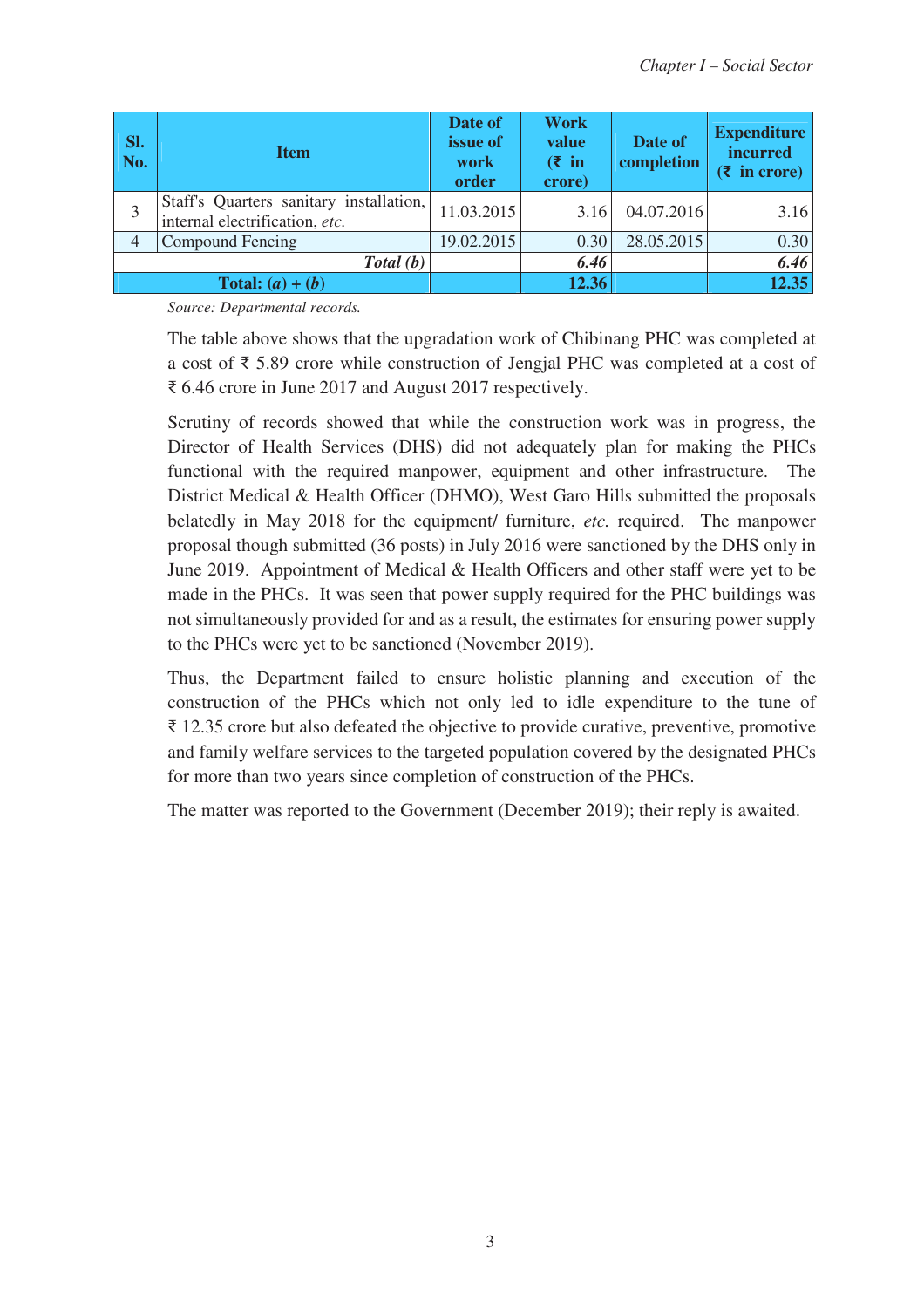| Sl. No. | Item | Date of issue of work order | Work value (₹ in crore) | Date of completion | Expenditure incurred (₹ in crore) |
|---|---|---|---|---|---|
| 3 | Staff's Quarters sanitary installation, internal electrification, *etc.* | 11.03.2015 | 3.16 | 04.07.2016 | 3.16 |
| 4 | Compound Fencing | 19.02.2015 | 0.30 | 28.05.2015 | 0.30 |
| | ***Total (b)*** | | ***6.46*** | | ***6.46*** |
| | **Total: (*a*) + (*b*)** | | **12.36** | | **12.35** |

*Source: Departmental records.*

The table above shows that the upgradation work of Chibinang PHC was completed at a cost of ₹ 5.89 crore while construction of Jengjal PHC was completed at a cost of ₹ 6.46 crore in June 2017 and August 2017 respectively.

Scrutiny of records showed that while the construction work was in progress, the Director of Health Services (DHS) did not adequately plan for making the PHCs functional with the required manpower, equipment and other infrastructure. The District Medical & Health Officer (DHMO), West Garo Hills submitted the proposals belatedly in May 2018 for the equipment/ furniture, *etc.* required. The manpower proposal though submitted (36 posts) in July 2016 were sanctioned by the DHS only in June 2019. Appointment of Medical & Health Officers and other staff were yet to be made in the PHCs. It was seen that power supply required for the PHC buildings was not simultaneously provided for and as a result, the estimates for ensuring power supply to the PHCs were yet to be sanctioned (November 2019).

Thus, the Department failed to ensure holistic planning and execution of the construction of the PHCs which not only led to idle expenditure to the tune of ₹ 12.35 crore but also defeated the objective to provide curative, preventive, promotive and family welfare services to the targeted population covered by the designated PHCs for more than two years since completion of construction of the PHCs.

The matter was reported to the Government (December 2019); their reply is awaited.